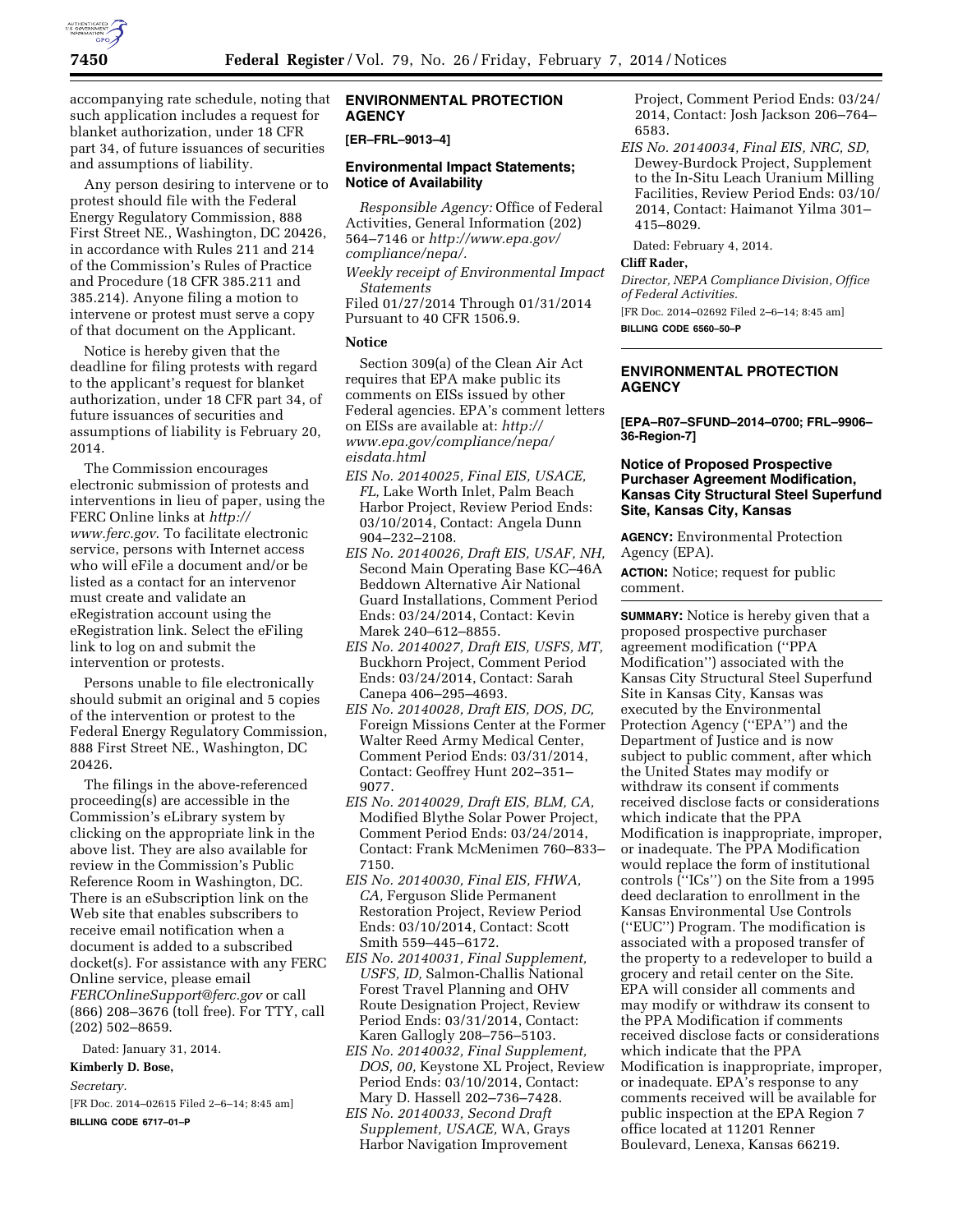accompanying rate schedule, noting that such application includes a request for blanket authorization, under 18 CFR part 34, of future issuances of securities and assumptions of liability.

Any person desiring to intervene or to protest should file with the Federal Energy Regulatory Commission, 888 First Street NE., Washington, DC 20426, in accordance with Rules 211 and 214 of the Commission's Rules of Practice and Procedure (18 CFR 385.211 and 385.214). Anyone filing a motion to intervene or protest must serve a copy of that document on the Applicant.

Notice is hereby given that the deadline for filing protests with regard to the applicant's request for blanket authorization, under 18 CFR part 34, of future issuances of securities and assumptions of liability is February 20, 2014.

The Commission encourages electronic submission of protests and interventions in lieu of paper, using the FERC Online links at *http://www.ferc.gov*. To facilitate electronic service, persons with Internet access who will eFile a document and/or be listed as a contact for an intervenor must create and validate an eRegistration account using the eRegistration link. Select the eFiling link to log on and submit the intervention or protests.

Persons unable to file electronically should submit an original and 5 copies of the intervention or protest to the Federal Energy Regulatory Commission, 888 First Street NE., Washington, DC 20426.

The filings in the above-referenced proceeding(s) are accessible in the Commission's eLibrary system by clicking on the appropriate link in the above list. They are also available for review in the Commission's Public Reference Room in Washington, DC. There is an eSubscription link on the Web site that enables subscribers to receive email notification when a document is added to a subscribed docket(s). For assistance with any FERC Online service, please email *FERCOnlineSupport@ferc.gov* or call (866) 208–3676 (toll free). For TTY, call (202) 502–8659.

Dated: January 31, 2014.

**Kimberly D. Bose,**

*Secretary.*

[FR Doc. 2014–02615 Filed 2–6–14; 8:45 am]

**BILLING CODE 6717–01–P**

## ENVIRONMENTAL PROTECTION AGENCY

**[ER–FRL–9013–4]**

### Environmental Impact Statements; Notice of Availability

*Responsible Agency:* Office of Federal Activities, General Information (202) 564–7146 or *http://www.epa.gov/compliance/nepa/*.

*Weekly receipt of Environmental Impact Statements*

Filed 01/27/2014 Through 01/31/2014 Pursuant to 40 CFR 1506.9.

### Notice

Section 309(a) of the Clean Air Act requires that EPA make public its comments on EISs issued by other Federal agencies. EPA's comment letters on EISs are available at: *http://www.epa.gov/compliance/nepa/eisdata.html*

*EIS No. 20140025, Final EIS, USACE, FL,* Lake Worth Inlet, Palm Beach Harbor Project, Review Period Ends: 03/10/2014, Contact: Angela Dunn 904–232–2108.

*EIS No. 20140026, Draft EIS, USAF, NH,* Second Main Operating Base KC–46A Beddown Alternative Air National Guard Installations, Comment Period Ends: 03/24/2014, Contact: Kevin Marek 240–612–8855.

*EIS No. 20140027, Draft EIS, USFS, MT,* Buckhorn Project, Comment Period Ends: 03/24/2014, Contact: Sarah Canepa 406–295–4693.

*EIS No. 20140028, Draft EIS, DOS, DC,* Foreign Missions Center at the Former Walter Reed Army Medical Center, Comment Period Ends: 03/31/2014, Contact: Geoffrey Hunt 202–351–9077.

*EIS No. 20140029, Draft EIS, BLM, CA,* Modified Blythe Solar Power Project, Comment Period Ends: 03/24/2014, Contact: Frank McMenimen 760–833–7150.

*EIS No. 20140030, Final EIS, FHWA, CA,* Ferguson Slide Permanent Restoration Project, Review Period Ends: 03/10/2014, Contact: Scott Smith 559–445–6172.

*EIS No. 20140031, Final Supplement, USFS, ID,* Salmon-Challis National Forest Travel Planning and OHV Route Designation Project, Review Period Ends: 03/31/2014, Contact: Karen Gallogly 208–756–5103.

*EIS No. 20140032, Final Supplement, DOS, 00,* Keystone XL Project, Review Period Ends: 03/10/2014, Contact: Mary D. Hassell 202–736–7428.

*EIS No. 20140033, Second Draft Supplement, USACE,* WA, Grays Harbor Navigation Improvement Project, Comment Period Ends: 03/24/2014, Contact: Josh Jackson 206–764–6583.

*EIS No. 20140034, Final EIS, NRC, SD,* Dewey-Burdock Project, Supplement to the In-Situ Leach Uranium Milling Facilities, Review Period Ends: 03/10/2014, Contact: Haimanot Yilma 301–415–8029.

Dated: February 4, 2014.

**Cliff Rader,**

*Director, NEPA Compliance Division, Office of Federal Activities.*

[FR Doc. 2014–02692 Filed 2–6–14; 8:45 am]

**BILLING CODE 6560–50–P**

## ENVIRONMENTAL PROTECTION AGENCY

**[EPA–R07–SFUND–2014–0700; FRL–9906–36-Region-7]**

### Notice of Proposed Prospective Purchaser Agreement Modification, Kansas City Structural Steel Superfund Site, Kansas City, Kansas

**AGENCY:** Environmental Protection Agency (EPA).

**ACTION:** Notice; request for public comment.

**SUMMARY:** Notice is hereby given that a proposed prospective purchaser agreement modification (''PPA Modification'') associated with the Kansas City Structural Steel Superfund Site in Kansas City, Kansas was executed by the Environmental Protection Agency (''EPA'') and the Department of Justice and is now subject to public comment, after which the United States may modify or withdraw its consent if comments received disclose facts or considerations which indicate that the PPA Modification is inappropriate, improper, or inadequate. The PPA Modification would replace the form of institutional controls (''ICs'') on the Site from a 1995 deed declaration to enrollment in the Kansas Environmental Use Controls (''EUC'') Program. The modification is associated with a proposed transfer of the property to a redeveloper to build a grocery and retail center on the Site. EPA will consider all comments and may modify or withdraw its consent to the PPA Modification if comments received disclose facts or considerations which indicate that the PPA Modification is inappropriate, improper, or inadequate. EPA's response to any comments received will be available for public inspection at the EPA Region 7 office located at 11201 Renner Boulevard, Lenexa, Kansas 66219.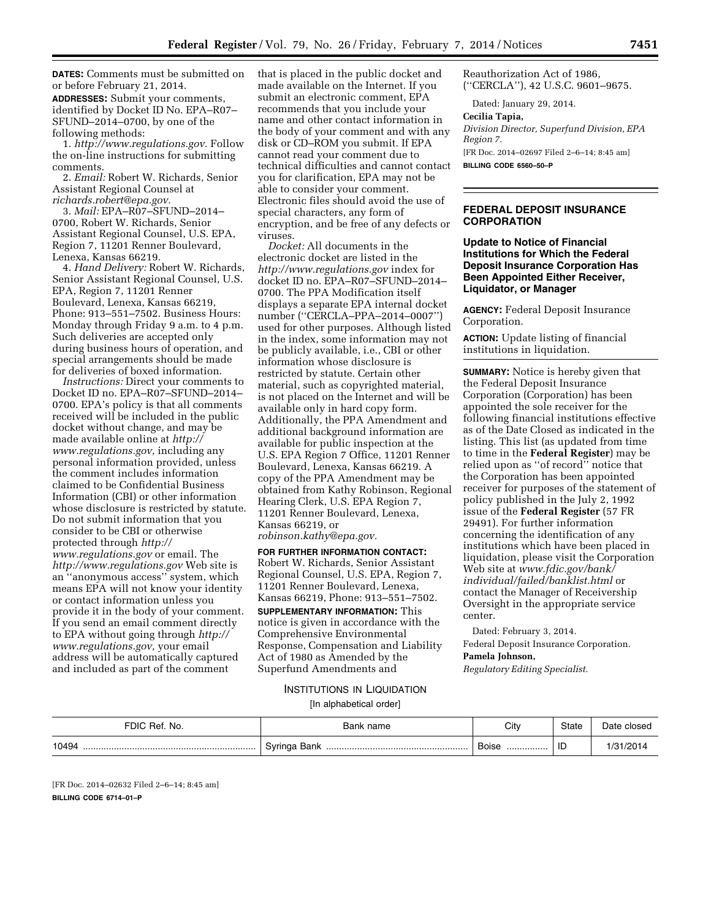**DATES:** Comments must be submitted on or before February 21, 2014.

**ADDRESSES:** Submit your comments, identified by Docket ID No. EPA–R07–SFUND–2014–0700, by one of the following methods:

1. *http://www.regulations.gov.* Follow the on-line instructions for submitting comments.

2. *Email:* Robert W. Richards, Senior Assistant Regional Counsel at *richards.robert@epa.gov.*

3. *Mail:* EPA–R07–SFUND–2014–0700, Robert W. Richards, Senior Assistant Regional Counsel, U.S. EPA, Region 7, 11201 Renner Boulevard, Lenexa, Kansas 66219.

4. *Hand Delivery:* Robert W. Richards, Senior Assistant Regional Counsel, U.S. EPA, Region 7, 11201 Renner Boulevard, Lenexa, Kansas 66219, Phone: 913–551–7502. Business Hours: Monday through Friday 9 a.m. to 4 p.m. Such deliveries are accepted only during business hours of operation, and special arrangements should be made for deliveries of boxed information.

*Instructions:* Direct your comments to Docket ID no. EPA–R07–SFUND–2014–0700. EPA's policy is that all comments received will be included in the public docket without change, and may be made available online at *http://www.regulations.gov,* including any personal information provided, unless the comment includes information claimed to be Confidential Business Information (CBI) or other information whose disclosure is restricted by statute. Do not submit information that you consider to be CBI or otherwise protected through *http://www.regulations.gov* or email. The *http://www.regulations.gov* Web site is an ''anonymous access'' system, which means EPA will not know your identity or contact information unless you provide it in the body of your comment. If you send an email comment directly to EPA without going through *http://www.regulations.gov,* your email address will be automatically captured and included as part of the comment that is placed in the public docket and made available on the Internet. If you submit an electronic comment, EPA recommends that you include your name and other contact information in the body of your comment and with any disk or CD–ROM you submit. If EPA cannot read your comment due to technical difficulties and cannot contact you for clarification, EPA may not be able to consider your comment. Electronic files should avoid the use of special characters, any form of encryption, and be free of any defects or viruses.

*Docket:* All documents in the electronic docket are listed in the *http://www.regulations.gov* index for docket ID no. EPA–R07–SFUND–2014–0700. The PPA Modification itself displays a separate EPA internal docket number (''CERCLA–PPA–2014–0007'') used for other purposes. Although listed in the index, some information may not be publicly available, i.e., CBI or other information whose disclosure is restricted by statute. Certain other material, such as copyrighted material, is not placed on the Internet and will be available only in hard copy form. Additionally, the PPA Amendment and additional background information are available for public inspection at the U.S. EPA Region 7 Office, 11201 Renner Boulevard, Lenexa, Kansas 66219. A copy of the PPA Amendment may be obtained from Kathy Robinson, Regional Hearing Clerk, U.S. EPA Region 7, 11201 Renner Boulevard, Lenexa, Kansas 66219, or *robinson.kathy@epa.gov.*

**FOR FURTHER INFORMATION CONTACT:** Robert W. Richards, Senior Assistant Regional Counsel, U.S. EPA, Region 7, 11201 Renner Boulevard, Lenexa, Kansas 66219, Phone: 913–551–7502.

**SUPPLEMENTARY INFORMATION:** This notice is given in accordance with the Comprehensive Environmental Response, Compensation and Liability Act of 1980 as Amended by the Superfund Amendments and Reauthorization Act of 1986, (''CERCLA''), 42 U.S.C. 9601–9675.

Dated: January 29, 2014.

**Cecilia Tapia,**

*Division Director, Superfund Division, EPA Region 7.*

[FR Doc. 2014–02697 Filed 2–6–14; 8:45 am]

**BILLING CODE 6560–50–P**

## FEDERAL DEPOSIT INSURANCE CORPORATION

### Update to Notice of Financial Institutions for Which the Federal Deposit Insurance Corporation Has Been Appointed Either Receiver, Liquidator, or Manager

**AGENCY:** Federal Deposit Insurance Corporation.

**ACTION:** Update listing of financial institutions in liquidation.

**SUMMARY:** Notice is hereby given that the Federal Deposit Insurance Corporation (Corporation) has been appointed the sole receiver for the following financial institutions effective as of the Date Closed as indicated in the listing. This list (as updated from time to time in the **Federal Register**) may be relied upon as ''of record'' notice that the Corporation has been appointed receiver for purposes of the statement of policy published in the July 2, 1992 issue of the **Federal Register** (57 FR 29491). For further information concerning the identification of any institutions which have been placed in liquidation, please visit the Corporation Web site at *www.fdic.gov/bank/individual/failed/banklist.html* or contact the Manager of Receivership Oversight in the appropriate service center.

Dated: February 3, 2014.

Federal Deposit Insurance Corporation.

**Pamela Johnson,**

*Regulatory Editing Specialist.*

INSTITUTIONS IN LIQUIDATION

[In alphabetical order]

| FDIC Ref. No. | Bank name | City | State | Date closed |
|---|---|---|---|---|
| 10494 | Syringa Bank | Boise | ID | 1/31/2014 |

[FR Doc. 2014–02632 Filed 2–6–14; 8:45 am]

**BILLING CODE 6714–01–P**